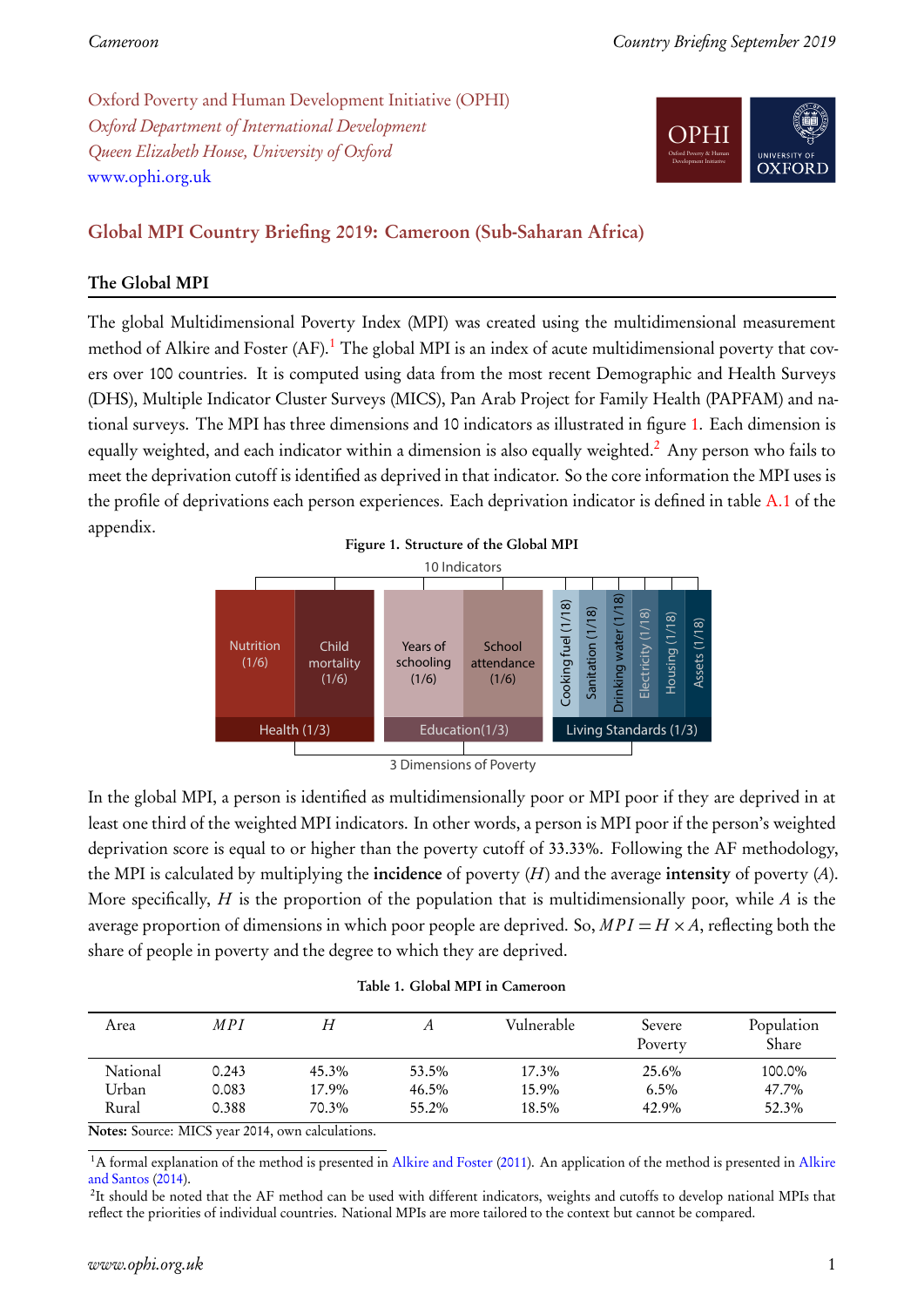Oxford Poverty and Human Development Initiative (OPHI)
*Oxford Department of International Development*
*Queen Elizabeth House, University of Oxford*
www.ophi.org.uk

## Global MPI Country Briefing 2019: Cameroon (Sub-Saharan Africa)

### The Global MPI

The global Multidimensional Poverty Index (MPI) was created using the multidimensional measurement method of Alkire and Foster (AF).[1] The global MPI is an index of acute multidimensional poverty that covers over 100 countries. It is computed using data from the most recent Demographic and Health Surveys (DHS), Multiple Indicator Cluster Surveys (MICS), Pan Arab Project for Family Health (PAPFAM) and national surveys. The MPI has three dimensions and 10 indicators as illustrated in figure 1. Each dimension is equally weighted, and each indicator within a dimension is also equally weighted.[2] Any person who fails to meet the deprivation cutoff is identified as deprived in that indicator. So the core information the MPI uses is the profile of deprivations each person experiences. Each deprivation indicator is defined in table A.1 of the appendix.

**Figure 1. Structure of the Global MPI**

10 Indicators

Nutrition (1/6)
Child mortality (1/6)
Years of schooling (1/6)
School attendance (1/6)
Cooking fuel (1/18)
Sanitation (1/18)
Drinking water (1/18)
Electricity (1/18)
Housing (1/18)
Assets (1/18)

Health (1/3)
Education(1/3)
Living Standards (1/3)

3 Dimensions of Poverty

In the global MPI, a person is identified as multidimensionally poor or MPI poor if they are deprived in at least one third of the weighted MPI indicators. In other words, a person is MPI poor if the person's weighted deprivation score is equal to or higher than the poverty cutoff of 33.33%. Following the AF methodology, the MPI is calculated by multiplying the **incidence** of poverty ($H$) and the average **intensity** of poverty ($A$). More specifically, $H$ is the proportion of the population that is multidimensionally poor, while $A$ is the average proportion of dimensions in which poor people are deprived. So, $MPI = H \times A$, reflecting both the share of people in poverty and the degree to which they are deprived.

**Table 1. Global MPI in Cameroon**

| Area | $MPI$ | $H$ | $A$ | Vulnerable | Severe Poverty | Population Share |
|---|---|---|---|---|---|---|
| National | 0.243 | 45.3% | 53.5% | 17.3% | 25.6% | 100.0% |
| Urban | 0.083 | 17.9% | 46.5% | 15.9% | 6.5% | 47.7% |
| Rural | 0.388 | 70.3% | 55.2% | 18.5% | 42.9% | 52.3% |

**Notes:** Source: MICS year 2014, own calculations.

[1] A formal explanation of the method is presented in Alkire and Foster (2011). An application of the method is presented in Alkire and Santos (2014).

[2] It should be noted that the AF method can be used with different indicators, weights and cutoffs to develop national MPIs that reflect the priorities of individual countries. National MPIs are more tailored to the context but cannot be compared.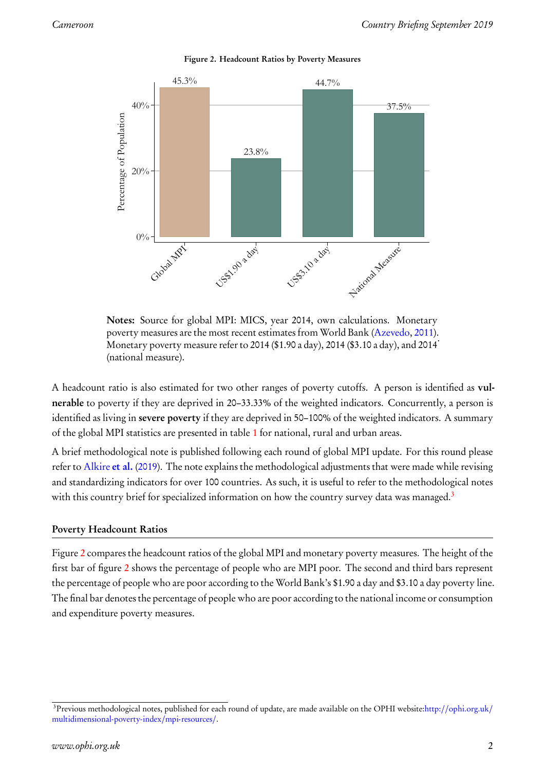**Figure 2. Headcount Ratios by Poverty Measures**

Percentage of Population

0%
20%
40%

45.3%
23.8%
44.7%
37.5%

Global MPI
US$1.90 a day
US$3.10 a day
National Measure

**Notes:** Source for global MPI: MICS, year 2014, own calculations. Monetary poverty measures are the most recent estimates from World Bank (Azevedo, 2011). Monetary poverty measure refer to 2014 ($1.90 a day), 2014 ($3.10 a day), and 2014˙ (national measure).

A headcount ratio is also estimated for two other ranges of poverty cutoffs. A person is identified as **vulnerable** to poverty if they are deprived in 20–33.33% of the weighted indicators. Concurrently, a person is identified as living in **severe poverty** if they are deprived in 50–100% of the weighted indicators. A summary of the global MPI statistics are presented in table 1 for national, rural and urban areas.

A brief methodological note is published following each round of global MPI update. For this round please refer to Alkire **et al.** (2019). The note explains the methodological adjustments that were made while revising and standardizing indicators for over 100 countries. As such, it is useful to refer to the methodological notes with this country brief for specialized information on how the country survey data was managed.[3]

## Poverty Headcount Ratios

Figure 2 compares the headcount ratios of the global MPI and monetary poverty measures. The height of the first bar of figure 2 shows the percentage of people who are MPI poor. The second and third bars represent the percentage of people who are poor according to the World Bank's $1.90 a day and $3.10 a day poverty line. The final bar denotes the percentage of people who are poor according to the national income or consumption and expenditure poverty measures.

[3]Previous methodological notes, published for each round of update, are made available on the OPHI website:http://ophi.org.uk/multidimensional-poverty-index/mpi-resources/.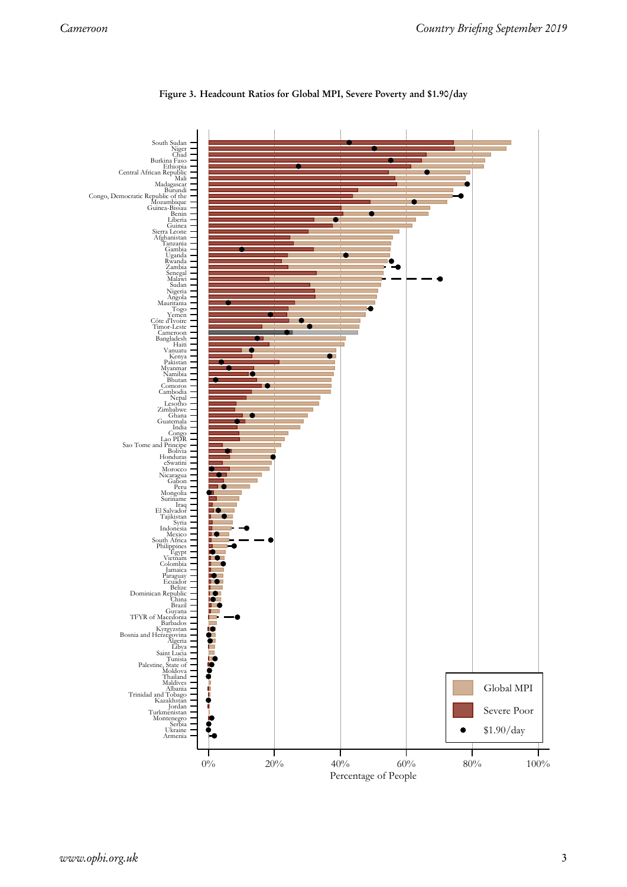**Figure 3. Headcount Ratios for Global MPI, Severe Poverty and $1.90/day**

South Sudan
Niger
Chad
Burkina Faso
Ethiopia
Central African Republic
Mali
Madagascar
Burundi
Congo, Democratic Republic of the
Mozambique
Guinea-Bissau
Benin
Liberia
Guinea
Sierra Leone
Afghanistan
Tanzania
Gambia
Uganda
Rwanda
Zambia
Senegal
Malawi
Sudan
Nigeria
Angola
Mauritania
Togo
Yemen
Côte d'Ivoire
Timor-Leste
Cameroon
Bangladesh
Haiti
Vanuatu
Kenya
Pakistan
Myanmar
Namibia
Bhutan
Comoros
Cambodia
Nepal
Lesotho
Zimbabwe
Ghana
Guatemala
India
Congo
Lao PDR
Sao Tome and Principe
Bolivia
Honduras
eSwatini
Morocco
Nicaragua
Gabon
Peru
Mongolia
Suriname
Iraq
El Salvador
Tajikistan
Syria
Indonesia
Mexico
South Africa
Philippines
Egypt
Vietnam
Colombia
Jamaica
Paraguay
Ecuador
Belize
Dominican Republic
China
Brazil
Guyana
TFYR of Macedonia
Barbados
Kyrgyzstan
Bosnia and Herzegovina
Algeria
Libya
Saint Lucia
Tunisia
Palestine, State of
Moldova
Thailand
Maldives
Albania
Trinidad and Tobago
Kazakhstan
Jordan
Turkmenistan
Montenegro
Serbia
Ukraine
Armenia

0%
20%
40%
60%
80%
100%
Percentage of People

Global MPI
Severe Poor
$1.90/day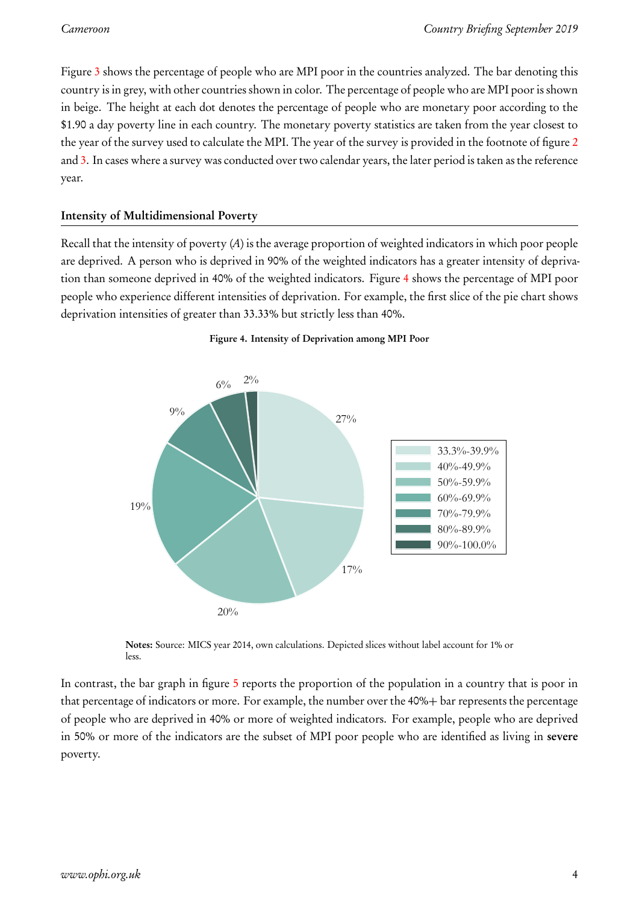Figure 3 shows the percentage of people who are MPI poor in the countries analyzed. The bar denoting this country is in grey, with other countries shown in color. The percentage of people who are MPI poor is shown in beige. The height at each dot denotes the percentage of people who are monetary poor according to the $1.90 a day poverty line in each country. The monetary poverty statistics are taken from the year closest to the year of the survey used to calculate the MPI. The year of the survey is provided in the footnote of figure 2 and 3. In cases where a survey was conducted over two calendar years, the later period is taken as the reference year.

## Intensity of Multidimensional Poverty

Recall that the intensity of poverty ($A$) is the average proportion of weighted indicators in which poor people are deprived. A person who is deprived in 90% of the weighted indicators has a greater intensity of deprivation than someone deprived in 40% of the weighted indicators. Figure 4 shows the percentage of MPI poor people who experience different intensities of deprivation. For example, the first slice of the pie chart shows deprivation intensities of greater than 33.33% but strictly less than 40%.

**Figure 4. Intensity of Deprivation among MPI Poor**

27%
17%
20%
19%
9%
6%
2%

33.3%-39.9%
40%-49.9%
50%-59.9%
60%-69.9%
70%-79.9%
80%-89.9%
90%-100.0%

**Notes:** Source: MICS year 2014, own calculations. Depicted slices without label account for 1% or less.

In contrast, the bar graph in figure 5 reports the proportion of the population in a country that is poor in that percentage of indicators or more. For example, the number over the 40%+ bar represents the percentage of people who are deprived in 40% or more of weighted indicators. For example, people who are deprived in 50% or more of the indicators are the subset of MPI poor people who are identified as living in **severe** poverty.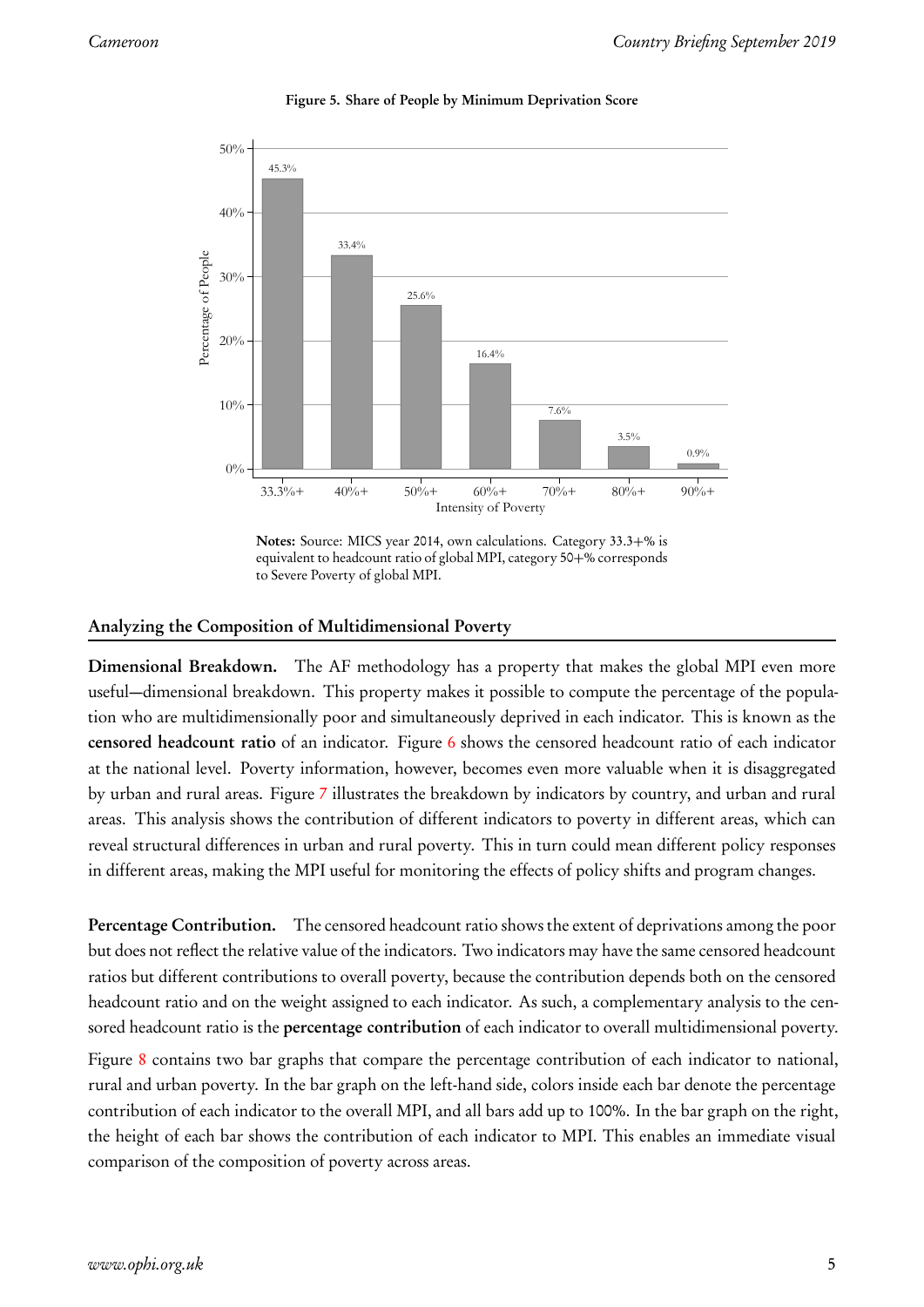**Figure 5. Share of People by Minimum Deprivation Score**

50%
40%
30%
20%
10%
0%

Percentage of People

45.3%
33.4%
25.6%
16.4%
7.6%
3.5%
0.9%

33.3%+ 40%+ 50%+ 60%+ 70%+ 80%+ 90%+

Intensity of Poverty

**Notes:** Source: MICS year 2014, own calculations. Category 33.3+% is equivalent to headcount ratio of global MPI, category 50+% corresponds to Severe Poverty of global MPI.

## Analyzing the Composition of Multidimensional Poverty

**Dimensional Breakdown.** The AF methodology has a property that makes the global MPI even more useful—dimensional breakdown. This property makes it possible to compute the percentage of the population who are multidimensionally poor and simultaneously deprived in each indicator. This is known as the **censored headcount ratio** of an indicator. Figure 6 shows the censored headcount ratio of each indicator at the national level. Poverty information, however, becomes even more valuable when it is disaggregated by urban and rural areas. Figure 7 illustrates the breakdown by indicators by country, and urban and rural areas. This analysis shows the contribution of different indicators to poverty in different areas, which can reveal structural differences in urban and rural poverty. This in turn could mean different policy responses in different areas, making the MPI useful for monitoring the effects of policy shifts and program changes.

**Percentage Contribution.** The censored headcount ratio shows the extent of deprivations among the poor but does not reflect the relative value of the indicators. Two indicators may have the same censored headcount ratios but different contributions to overall poverty, because the contribution depends both on the censored headcount ratio and on the weight assigned to each indicator. As such, a complementary analysis to the censored headcount ratio is the **percentage contribution** of each indicator to overall multidimensional poverty.

Figure 8 contains two bar graphs that compare the percentage contribution of each indicator to national, rural and urban poverty. In the bar graph on the left-hand side, colors inside each bar denote the percentage contribution of each indicator to the overall MPI, and all bars add up to 100%. In the bar graph on the right, the height of each bar shows the contribution of each indicator to MPI. This enables an immediate visual comparison of the composition of poverty across areas.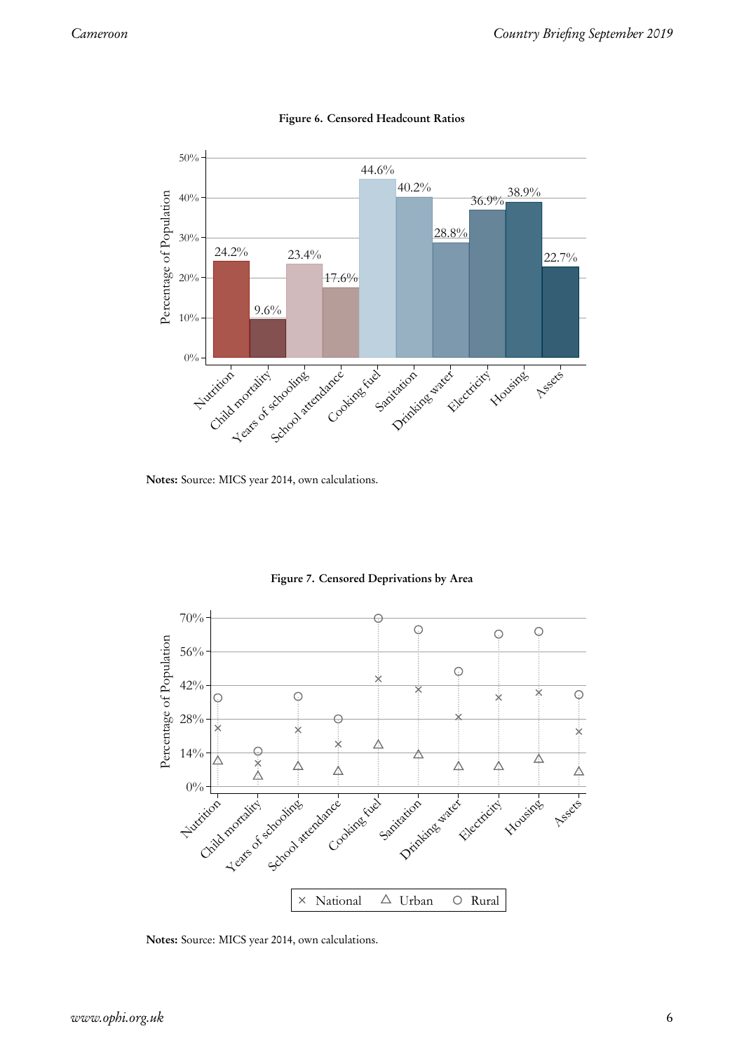**Figure 6. Censored Headcount Ratios**

Percentage of Population

50%
40%
30%
20%
10%
0%

24.2%
9.6%
23.4%
17.6%
44.6%
40.2%
28.8%
36.9%
38.9%
22.7%

Nutrition
Child mortality
Years of schooling
School attendance
Cooking fuel
Sanitation
Drinking water
Electricity
Housing
Assets

**Notes:** Source: MICS year 2014, own calculations.

**Figure 7. Censored Deprivations by Area**

Percentage of Population

70%
56%
42%
28%
14%
0%

Nutrition
Child mortality
Years of schooling
School attendance
Cooking fuel
Sanitation
Drinking water
Electricity
Housing
Assets

× National △ Urban ○ Rural

**Notes:** Source: MICS year 2014, own calculations.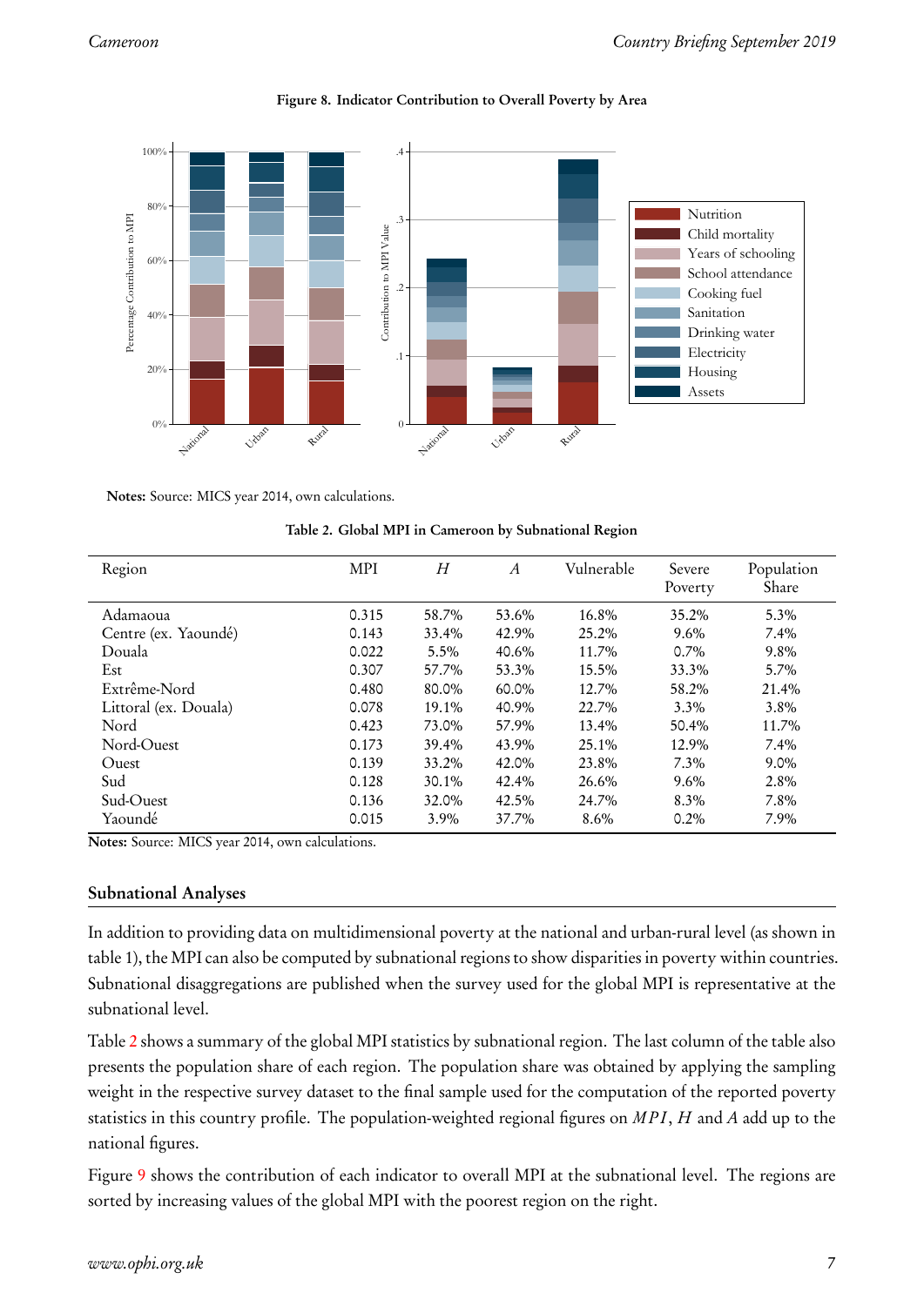**Figure 8. Indicator Contribution to Overall Poverty by Area**

Percentage Contribution to MPI

100%
80%
60%
40%
20%
0%

National
Urban
Rural

Contribution to MPI Value

.4
.3
.2
.1
0

National
Urban
Rural

Nutrition
Child mortality
Years of schooling
School attendance
Cooking fuel
Sanitation
Drinking water
Electricity
Housing
Assets

**Notes:** Source: MICS year 2014, own calculations.

**Table 2. Global MPI in Cameroon by Subnational Region**

| Region | MPI | *H* | *A* | Vulnerable | Severe Poverty | Population Share |
|---|---|---|---|---|---|---|
| Adamaoua | 0.315 | 58.7% | 53.6% | 16.8% | 35.2% | 5.3% |
| Centre (ex. Yaoundé) | 0.143 | 33.4% | 42.9% | 25.2% | 9.6% | 7.4% |
| Douala | 0.022 | 5.5% | 40.6% | 11.7% | 0.7% | 9.8% |
| Est | 0.307 | 57.7% | 53.3% | 15.5% | 33.3% | 5.7% |
| Extrême-Nord | 0.480 | 80.0% | 60.0% | 12.7% | 58.2% | 21.4% |
| Littoral (ex. Douala) | 0.078 | 19.1% | 40.9% | 22.7% | 3.3% | 3.8% |
| Nord | 0.423 | 73.0% | 57.9% | 13.4% | 50.4% | 11.7% |
| Nord-Ouest | 0.173 | 39.4% | 43.9% | 25.1% | 12.9% | 7.4% |
| Ouest | 0.139 | 33.2% | 42.0% | 23.8% | 7.3% | 9.0% |
| Sud | 0.128 | 30.1% | 42.4% | 26.6% | 9.6% | 2.8% |
| Sud-Ouest | 0.136 | 32.0% | 42.5% | 24.7% | 8.3% | 7.8% |
| Yaoundé | 0.015 | 3.9% | 37.7% | 8.6% | 0.2% | 7.9% |

**Notes:** Source: MICS year 2014, own calculations.

## Subnational Analyses

In addition to providing data on multidimensional poverty at the national and urban-rural level (as shown in table 1), the MPI can also be computed by subnational regions to show disparities in poverty within countries. Subnational disaggregations are published when the survey used for the global MPI is representative at the subnational level.

Table 2 shows a summary of the global MPI statistics by subnational region. The last column of the table also presents the population share of each region. The population share was obtained by applying the sampling weight in the respective survey dataset to the final sample used for the computation of the reported poverty statistics in this country profile. The population-weighted regional figures on $MPI$, $H$ and $A$ add up to the national figures.

Figure 9 shows the contribution of each indicator to overall MPI at the subnational level. The regions are sorted by increasing values of the global MPI with the poorest region on the right.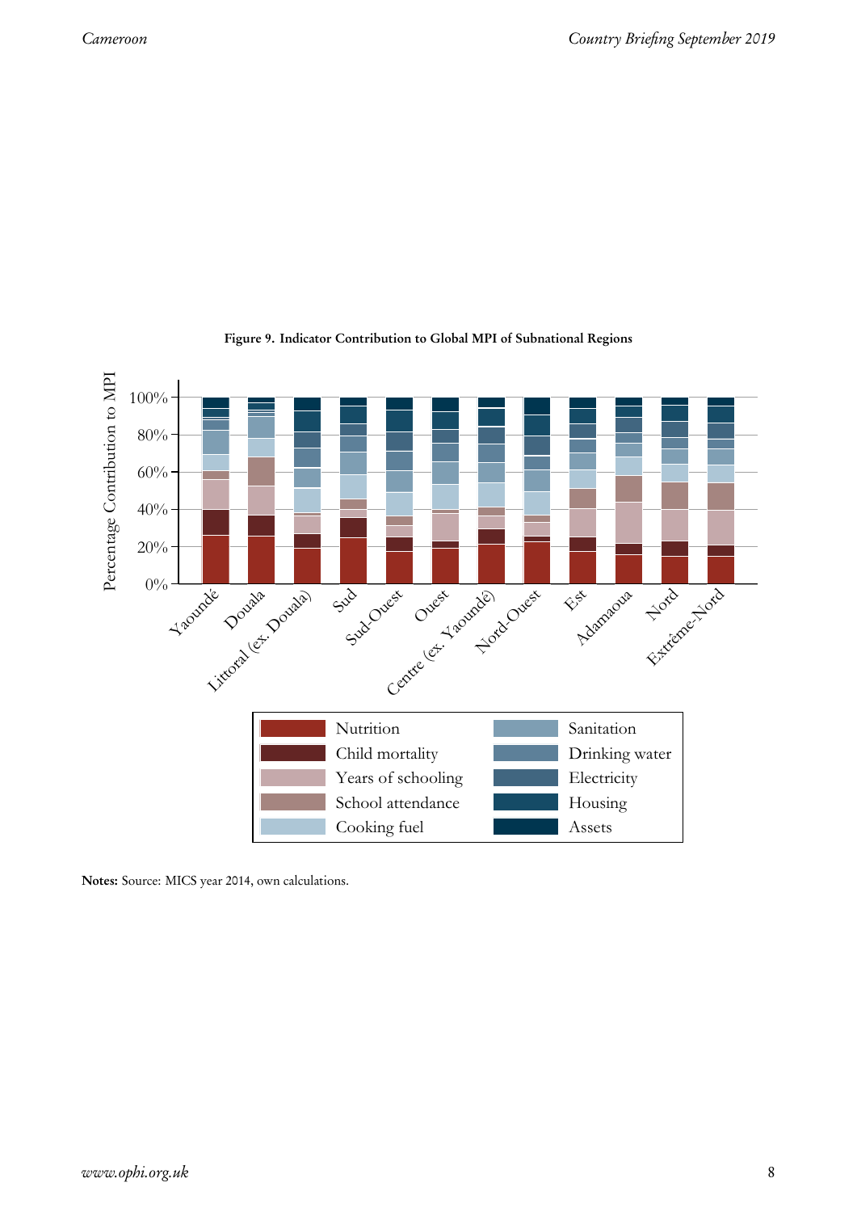**Figure 9. Indicator Contribution to Global MPI of Subnational Regions**

Percentage Contribution to MPI

100%
80%
60%
40%
20%
0%

Yaoundé
Douala
Littoral (ex. Douala)
Sud
Sud-Ouest
Ouest
Centre (ex. Yaoundé)
Nord-Ouest
Est
Adamaoua
Nord
Extrême-Nord

Nutrition
Child mortality
Years of schooling
School attendance
Cooking fuel
Sanitation
Drinking water
Electricity
Housing
Assets

**Notes:** Source: MICS year 2014, own calculations.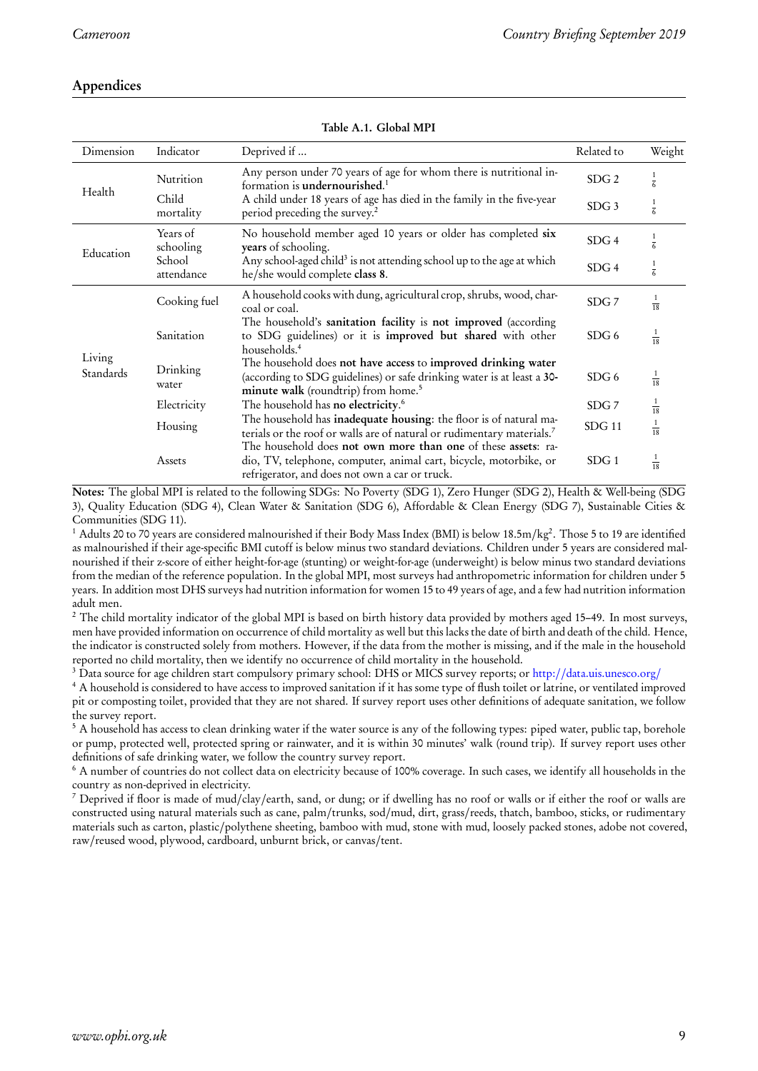## Appendices

**Table A.1. Global MPI**

| Dimension | Indicator | Deprived if ... | Related to | Weight |
|---|---|---|---|---|
| Health | Nutrition | Any person under 70 years of age for whom there is nutritional information is **undernourished**.[1] | SDG 2 | $\frac{1}{6}$ |
| | Child mortality | A child under 18 years of age has died in the family in the five-year period preceding the survey.[2] | SDG 3 | $\frac{1}{6}$ |
| Education | Years of schooling | No household member aged 10 years or older has completed **six years** of schooling. | SDG 4 | $\frac{1}{6}$ |
| | School attendance | Any school-aged child[3] is not attending school up to the age at which he/she would complete **class 8**. | SDG 4 | $\frac{1}{6}$ |
| Living Standards | Cooking fuel | A household cooks with dung, agricultural crop, shrubs, wood, charcoal or coal. | SDG 7 | $\frac{1}{18}$ |
| | Sanitation | The household's **sanitation facility** is **not improved** (according to SDG guidelines) or it is **improved but shared** with other households.[4] | SDG 6 | $\frac{1}{18}$ |
| | Drinking water | The household does **not have access** to **improved drinking water** (according to SDG guidelines) or safe drinking water is at least a **30-minute walk** (roundtrip) from home.[5] | SDG 6 | $\frac{1}{18}$ |
| | Electricity | The household has **no electricity**.[6] | SDG 7 | $\frac{1}{18}$ |
| | Housing | The household has **inadequate housing**: the floor is of natural materials or the roof or walls are of natural or rudimentary materials.[7] | SDG 11 | $\frac{1}{18}$ |
| | Assets | The household does **not own more than one** of these **assets**: radio, TV, telephone, computer, animal cart, bicycle, motorbike, or refrigerator, and does not own a car or truck. | SDG 1 | $\frac{1}{18}$ |

**Notes:** The global MPI is related to the following SDGs: No Poverty (SDG 1), Zero Hunger (SDG 2), Health & Well-being (SDG 3), Quality Education (SDG 4), Clean Water & Sanitation (SDG 6), Affordable & Clean Energy (SDG 7), Sustainable Cities & Communities (SDG 11).

[1] Adults 20 to 70 years are considered malnourished if their Body Mass Index (BMI) is below $18.5m/kg^2$. Those 5 to 19 are identified as malnourished if their age-specific BMI cutoff is below minus two standard deviations. Children under 5 years are considered malnourished if their z-score of either height-for-age (stunting) or weight-for-age (underweight) is below minus two standard deviations from the median of the reference population. In the global MPI, most surveys had anthropometric information for children under 5 years. In addition most DHS surveys had nutrition information for women 15 to 49 years of age, and a few had nutrition information adult men.

[2] The child mortality indicator of the global MPI is based on birth history data provided by mothers aged 15–49. In most surveys, men have provided information on occurrence of child mortality as well but this lacks the date of birth and death of the child. Hence, the indicator is constructed solely from mothers. However, if the data from the mother is missing, and if the male in the household reported no child mortality, then we identify no occurrence of child mortality in the household.

[3] Data source for age children start compulsory primary school: DHS or MICS survey reports; or http://data.uis.unesco.org/

[4] A household is considered to have access to improved sanitation if it has some type of flush toilet or latrine, or ventilated improved pit or composting toilet, provided that they are not shared. If survey report uses other definitions of adequate sanitation, we follow the survey report.

[5] A household has access to clean drinking water if the water source is any of the following types: piped water, public tap, borehole or pump, protected well, protected spring or rainwater, and it is within 30 minutes' walk (round trip). If survey report uses other definitions of safe drinking water, we follow the country survey report.

[6] A number of countries do not collect data on electricity because of 100% coverage. In such cases, we identify all households in the country as non-deprived in electricity.

[7] Deprived if floor is made of mud/clay/earth, sand, or dung; or if dwelling has no roof or walls or if either the roof or walls are constructed using natural materials such as cane, palm/trunks, sod/mud, dirt, grass/reeds, thatch, bamboo, sticks, or rudimentary materials such as carton, plastic/polythene sheeting, bamboo with mud, stone with mud, loosely packed stones, adobe not covered, raw/reused wood, plywood, cardboard, unburnt brick, or canvas/tent.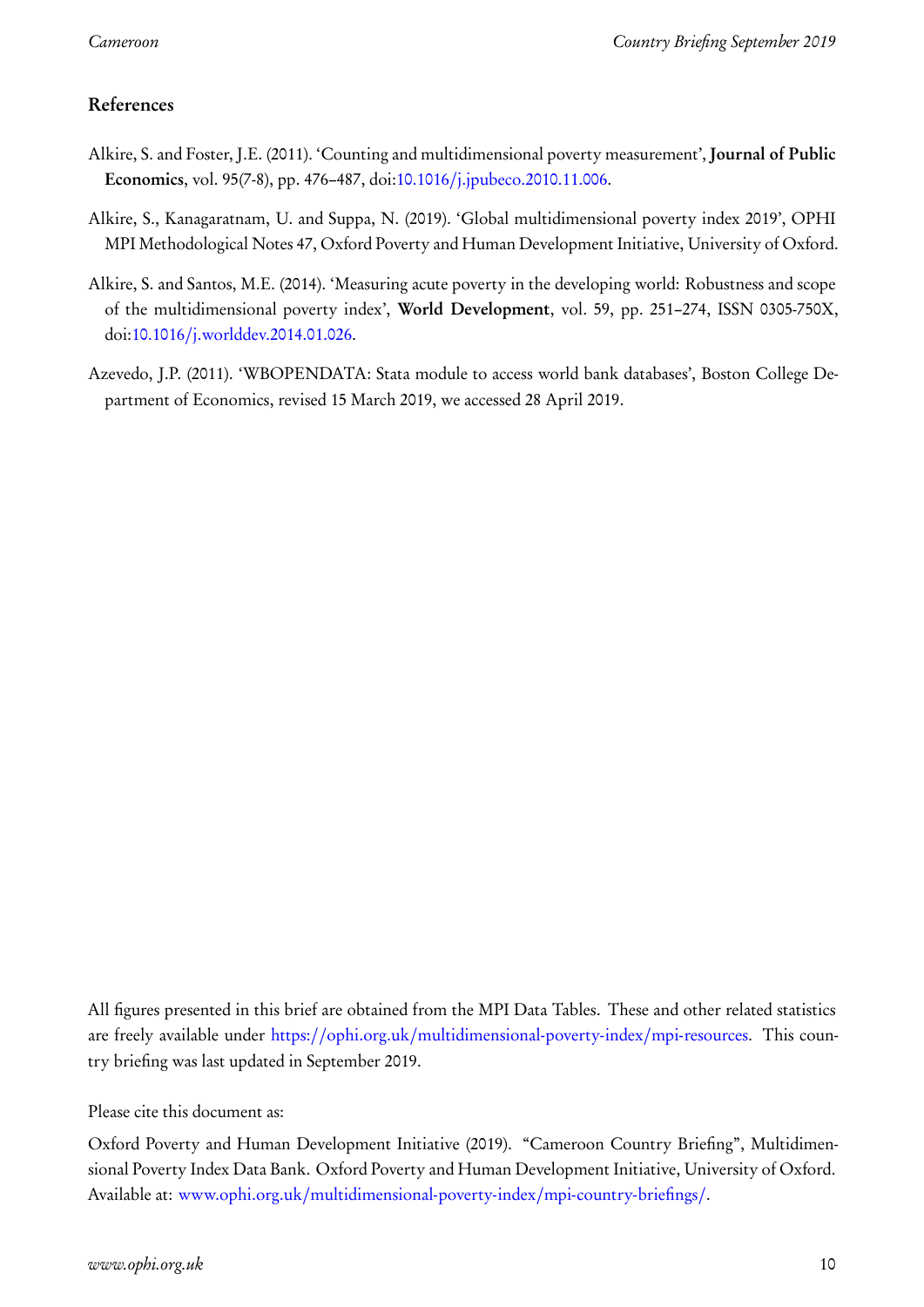## References

Alkire, S. and Foster, J.E. (2011). 'Counting and multidimensional poverty measurement', **Journal of Public Economics**, vol. 95(7-8), pp. 476–487, doi:10.1016/j.jpubeco.2010.11.006.

Alkire, S., Kanagaratnam, U. and Suppa, N. (2019). 'Global multidimensional poverty index 2019', OPHI MPI Methodological Notes 47, Oxford Poverty and Human Development Initiative, University of Oxford.

Alkire, S. and Santos, M.E. (2014). 'Measuring acute poverty in the developing world: Robustness and scope of the multidimensional poverty index', **World Development**, vol. 59, pp. 251–274, ISSN 0305-750X, doi:10.1016/j.worlddev.2014.01.026.

Azevedo, J.P. (2011). 'WBOPENDATA: Stata module to access world bank databases', Boston College Department of Economics, revised 15 March 2019, we accessed 28 April 2019.

All figures presented in this brief are obtained from the MPI Data Tables. These and other related statistics are freely available under https://ophi.org.uk/multidimensional-poverty-index/mpi-resources. This country briefing was last updated in September 2019.

Please cite this document as:

Oxford Poverty and Human Development Initiative (2019). "Cameroon Country Briefing", Multidimensional Poverty Index Data Bank. Oxford Poverty and Human Development Initiative, University of Oxford. Available at: www.ophi.org.uk/multidimensional-poverty-index/mpi-country-briefings/.